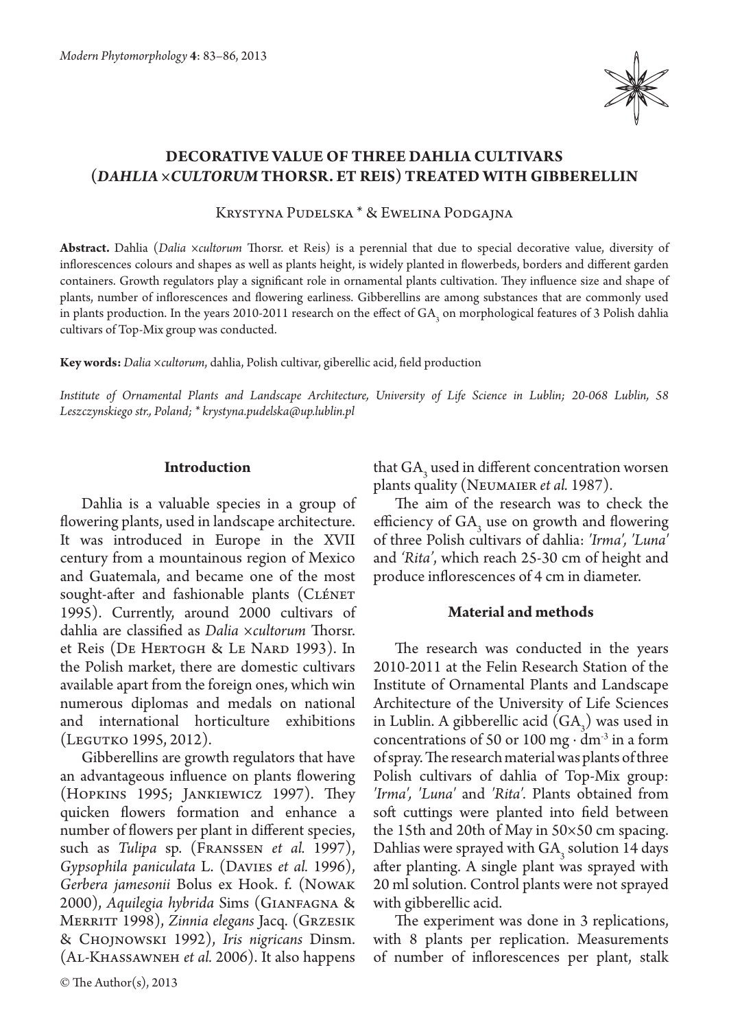# DECORATIVE VALUE OF THREE DAHLIA CULTIVARS (*DAHLIA ×CULTORUM* THORSR. ET REIS) TREATED WITH GIBBERELLIN

Krystyna Pudelska * & Ewelina Podgajna

**Abstract.** Dahlia (*Dalia ×cultorum* Thorsr. et Reis) is a perennial that due to special decorative value, diversity of inflorescences colours and shapes as well as plants height, is widely planted in flowerbeds, borders and different garden containers. Growth regulators play a significant role in ornamental plants cultivation. They influence size and shape of plants, number of inflorescences and flowering earliness. Gibberellins are among substances that are commonly used in plants production. In the years 2010-2011 research on the effect of $GA_3$ on morphological features of 3 Polish dahlia cultivars of Top-Mix group was conducted.

**Key words:** *Dalia ×cultorum*, dahlia, Polish cultivar, giberellic acid, field production

*Institute of Ornamental Plants and Landscape Architecture, University of Life Science in Lublin; 20-068 Lublin, 58 Leszczynskiego str., Poland; * krystyna.pudelska@up.lublin.pl*

## Introduction

Dahlia is a valuable species in a group of flowering plants, used in landscape architecture. It was introduced in Europe in the XVII century from a mountainous region of Mexico and Guatemala, and became one of the most sought-after and fashionable plants (Clénet 1995). Currently, around 2000 cultivars of dahlia are classified as *Dalia ×cultorum* Thorsr. et Reis (De Hertogh & Le Nard 1993). In the Polish market, there are domestic cultivars available apart from the foreign ones, which win numerous diplomas and medals on national and international horticulture exhibitions (Legutko 1995, 2012).

Gibberellins are growth regulators that have an advantageous influence on plants flowering (Hopkins 1995; Jankiewicz 1997). They quicken flowers formation and enhance a number of flowers per plant in different species, such as *Tulipa* sp. (Franssen *et al.* 1997), *Gypsophila paniculata* L. (Davies *et al.* 1996), *Gerbera jamesonii* Bolus ex Hook. f. (Nowak 2000), *Aquilegia hybrida* Sims (Gianfagna & Merritt 1998), *Zinnia elegans* Jacq. (Grzesik & Chojnowski 1992), *Iris nigricans* Dinsm. (Al-Khassawneh *et al.* 2006). It also happens that $GA_3$ used in different concentration worsen plants quality (Neumaier *et al.* 1987).

The aim of the research was to check the efficiency of $GA_3$ use on growth and flowering of three Polish cultivars of dahlia: *'Irma', 'Luna'* and *'Rita'*, which reach 25-30 cm of height and produce inflorescences of 4 cm in diameter.

## Material and methods

The research was conducted in the years 2010-2011 at the Felin Research Station of the Institute of Ornamental Plants and Landscape Architecture of the University of Life Sciences in Lublin. A gibberellic acid ($GA_3$) was used in concentrations of 50 or 100 $mg \cdot dm^{-3}$ in a form of spray. The research material was plants of three Polish cultivars of dahlia of Top-Mix group: *'Irma', 'Luna'* and *'Rita'*. Plants obtained from soft cuttings were planted into field between the 15th and 20th of May in 50×50 cm spacing. Dahlias were sprayed with $GA_3$ solution 14 days after planting. A single plant was sprayed with 20 ml solution. Control plants were not sprayed with gibberellic acid.

The experiment was done in 3 replications, with 8 plants per replication. Measurements of number of inflorescences per plant, stalk

© The Author(s), 2013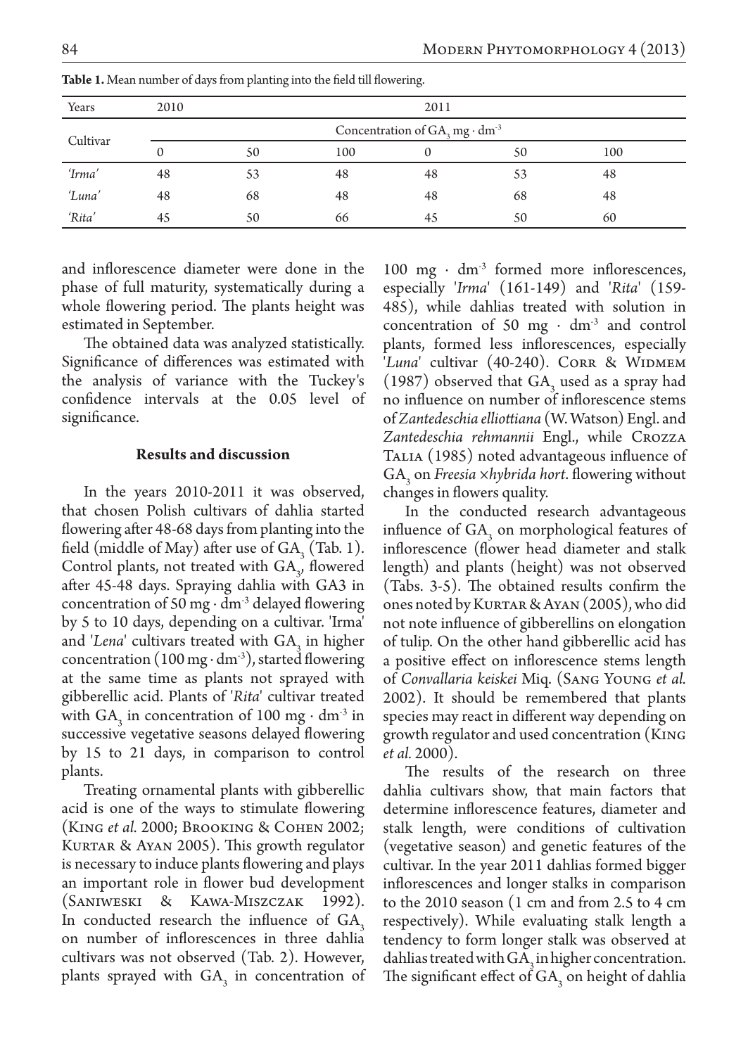**Table 1.** Mean number of days from planting into the field till flowering.

| Years | 2010 | | | 2011 | | |
|---|---|---|---|---|---|---|
| Cultivar | Concentration of $GA_3$ mg · dm$^{-3}$ | | | | | |
| | 0 | 50 | 100 | 0 | 50 | 100 |
| *'Irma'* | 48 | 53 | 48 | 48 | 53 | 48 |
| *'Luna'* | 48 | 68 | 48 | 48 | 68 | 48 |
| *'Rita'* | 45 | 50 | 66 | 45 | 50 | 60 |

and inflorescence diameter were done in the phase of full maturity, systematically during a whole flowering period. The plants height was estimated in September.

The obtained data was analyzed statistically. Significance of differences was estimated with the analysis of variance with the Tuckey's confidence intervals at the 0.05 level of significance.

## Results and discussion

In the years 2010-2011 it was observed, that chosen Polish cultivars of dahlia started flowering after 48-68 days from planting into the field (middle of May) after use of $GA_3$ (Tab. 1). Control plants, not treated with $GA_3$, flowered after 45-48 days. Spraying dahlia with GA3 in concentration of 50 mg · dm$^{-3}$ delayed flowering by 5 to 10 days, depending on a cultivar. 'Irma' and '*Lena*' cultivars treated with $GA_3$ in higher concentration (100 mg · dm$^{-3}$), started flowering at the same time as plants not sprayed with gibberellic acid. Plants of '*Rita*' cultivar treated with $GA_3$ in concentration of 100 mg · dm$^{-3}$ in successive vegetative seasons delayed flowering by 15 to 21 days, in comparison to control plants.

Treating ornamental plants with gibberellic acid is one of the ways to stimulate flowering (King *et al.* 2000; Brooking & Cohen 2002; Kurtar & Ayan 2005). This growth regulator is necessary to induce plants flowering and plays an important role in flower bud development (Saniweski & Kawa-Miszczak 1992). In conducted research the influence of $GA_3$ on number of inflorescences in three dahlia cultivars was not observed (Tab. 2). However, plants sprayed with $GA_3$ in concentration of 100 mg · dm$^{-3}$ formed more inflorescences, especially '*Irma*' (161-149) and '*Rita*' (159-485), while dahlias treated with solution in concentration of 50 mg · dm$^{-3}$ and control plants, formed less inflorescences, especially '*Luna*' cultivar (40-240). Corr & Widmem (1987) observed that $GA_3$ used as a spray had no influence on number of inflorescence stems of *Zantedeschia elliottiana* (W. Watson) Engl. and *Zantedeschia rehmannii* Engl., while Crozza Talia (1985) noted advantageous influence of $GA_3$ on *Freesia ×hybrida hort.* flowering without changes in flowers quality.

In the conducted research advantageous influence of $GA_3$ on morphological features of inflorescence (flower head diameter and stalk length) and plants (height) was not observed (Tabs. 3-5). The obtained results confirm the ones noted by Kurtar & Ayan (2005), who did not note influence of gibberellins on elongation of tulip. On the other hand gibberellic acid has a positive effect on inflorescence stems length of *Convallaria keiskei* Miq. (Sang Young *et al.* 2002). It should be remembered that plants species may react in different way depending on growth regulator and used concentration (King *et al.* 2000).

The results of the research on three dahlia cultivars show, that main factors that determine inflorescence features, diameter and stalk length, were conditions of cultivation (vegetative season) and genetic features of the cultivar. In the year 2011 dahlias formed bigger inflorescences and longer stalks in comparison to the 2010 season (1 cm and from 2.5 to 4 cm respectively). While evaluating stalk length a tendency to form longer stalk was observed at dahlias treated with $GA_3$ in higher concentration. The significant effect of $GA_3$ on height of dahlia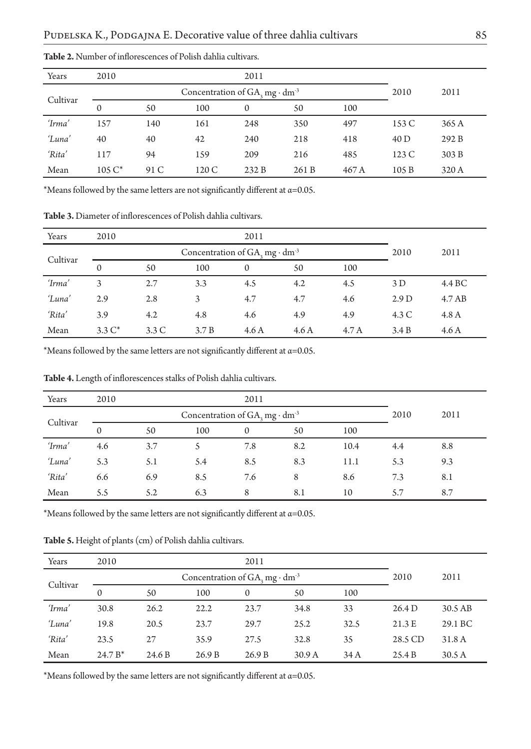**Table 2.** Number of inflorescences of Polish dahlia cultivars.

| Years | 2010 | | | 2011 | | | | |
|---|---|---|---|---|---|---|---|---|
| Cultivar | Concentration of $GA_3$ mg · dm$^{-3}$ | | | | | | 2010 | 2011 |
| | 0 | 50 | 100 | 0 | 50 | 100 | | |
| *'Irma'* | 157 | 140 | 161 | 248 | 350 | 497 | 153 C | 365 A |
| *'Luna'* | 40 | 40 | 42 | 240 | 218 | 418 | 40 D | 292 B |
| *'Rita'* | 117 | 94 | 159 | 209 | 216 | 485 | 123 C | 303 B |
| Mean | 105 C* | 91 C | 120 C | 232 B | 261 B | 467 A | 105 B | 320 A |

*Means followed by the same letters are not significantly different at α=0.05.

**Table 3.** Diameter of inflorescences of Polish dahlia cultivars.

| Years | 2010 | | | 2011 | | | | |
|---|---|---|---|---|---|---|---|---|
| Cultivar | Concentration of $GA_3$ mg · dm$^{-3}$ | | | | | | 2010 | 2011 |
| | 0 | 50 | 100 | 0 | 50 | 100 | | |
| *'Irma'* | 3 | 2.7 | 3.3 | 4.5 | 4.2 | 4.5 | 3 D | 4.4 BC |
| *'Luna'* | 2.9 | 2.8 | 3 | 4.7 | 4.7 | 4.6 | 2.9 D | 4.7 AB |
| *'Rita'* | 3.9 | 4.2 | 4.8 | 4.6 | 4.9 | 4.9 | 4.3 C | 4.8 A |
| Mean | 3.3 C* | 3.3 C | 3.7 B | 4.6 A | 4.6 A | 4.7 A | 3.4 B | 4.6 A |

*Means followed by the same letters are not significantly different at α=0.05.

**Table 4.** Length of inflorescences stalks of Polish dahlia cultivars.

| Years | 2010 | | | 2011 | | | | |
|---|---|---|---|---|---|---|---|---|
| Cultivar | Concentration of $GA_3$ mg · dm$^{-3}$ | | | | | | 2010 | 2011 |
| | 0 | 50 | 100 | 0 | 50 | 100 | | |
| *'Irma'* | 4.6 | 3.7 | 5 | 7.8 | 8.2 | 10.4 | 4.4 | 8.8 |
| *'Luna'* | 5.3 | 5.1 | 5.4 | 8.5 | 8.3 | 11.1 | 5.3 | 9.3 |
| *'Rita'* | 6.6 | 6.9 | 8.5 | 7.6 | 8 | 8.6 | 7.3 | 8.1 |
| Mean | 5.5 | 5.2 | 6.3 | 8 | 8.1 | 10 | 5.7 | 8.7 |

*Means followed by the same letters are not significantly different at α=0.05.

**Table 5.** Height of plants (cm) of Polish dahlia cultivars.

| Years | 2010 | | | 2011 | | | | |
|---|---|---|---|---|---|---|---|---|
| Cultivar | Concentration of $GA_3$ mg · dm$^{-3}$ | | | | | | 2010 | 2011 |
| | 0 | 50 | 100 | 0 | 50 | 100 | | |
| *'Irma'* | 30.8 | 26.2 | 22.2 | 23.7 | 34.8 | 33 | 26.4 D | 30.5 AB |
| *'Luna'* | 19.8 | 20.5 | 23.7 | 29.7 | 25.2 | 32.5 | 21.3 E | 29.1 BC |
| *'Rita'* | 23.5 | 27 | 35.9 | 27.5 | 32.8 | 35 | 28.5 CD | 31.8 A |
| Mean | 24.7 B* | 24.6 B | 26.9 B | 26.9 B | 30.9 A | 34 A | 25.4 B | 30.5 A |

*Means followed by the same letters are not significantly different at α=0.05.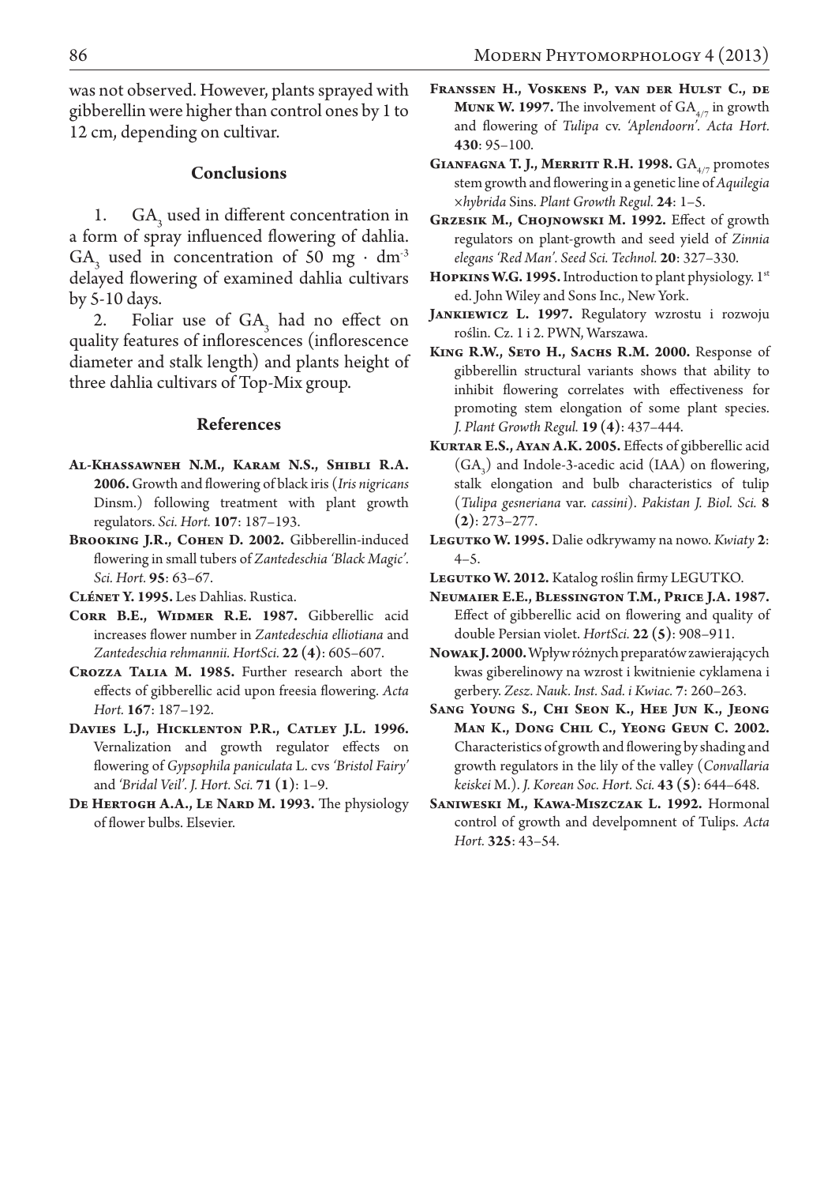was not observed. However, plants sprayed with gibberellin were higher than control ones by 1 to 12 cm, depending on cultivar.

## Conclusions

1. $GA_3$ used in different concentration in a form of spray influenced flowering of dahlia. $GA_3$ used in concentration of 50 mg · dm$^{-3}$ delayed flowering of examined dahlia cultivars by 5-10 days.

2. Foliar use of $GA_3$ had no effect on quality features of inflorescences (inflorescence diameter and stalk length) and plants height of three dahlia cultivars of Top-Mix group.

## References

**Al-Khassawneh N.M., Karam N.S., Shibli R.A. 2006.** Growth and flowering of black iris (*Iris nigricans* Dinsm.) following treatment with plant growth regulators. *Sci. Hort.* **107**: 187–193.

**Brooking J.R., Cohen D. 2002.** Gibberellin-induced flowering in small tubers of *Zantedeschia 'Black Magic'*. *Sci. Hort.* **95**: 63–67.

**Clénet Y. 1995.** Les Dahlias. Rustica.

**Corr B.E., Widmer R.E. 1987.** Gibberellic acid increases flower number in *Zantedeschia elliotiana* and *Zantedeschia rehmannii*. *HortSci.* **22 (4)**: 605–607.

**Crozza Talia M. 1985.** Further research abort the effects of gibberellic acid upon freesia flowering. *Acta Hort.* **167**: 187–192.

**Davies L.J., Hicklenton P.R., Catley J.L. 1996.** Vernalization and growth regulator effects on flowering of *Gypsophila paniculata* L. cvs *'Bristol Fairy'* and *'Bridal Veil'*. *J. Hort. Sci.* **71 (1)**: 1–9.

**De Hertogh A.A., Le Nard M. 1993.** The physiology of flower bulbs. Elsevier.

**Franssen H., Voskens P., van der Hulst C., de Munk W. 1997.** The involvement of $GA_{4/7}$ in growth and flowering of *Tulipa* cv. *'Aplendoorn'*. *Acta Hort.* **430**: 95–100.

**Gianfagna T. J., Merritt R.H. 1998.** $GA_{4/7}$ promotes stem growth and flowering in a genetic line of *Aquilegia ×hybrida* Sins. *Plant Growth Regul.* **24**: 1–5.

**Grzesik M., Chojnowski M. 1992.** Effect of growth regulators on plant-growth and seed yield of *Zinnia elegans 'Red Man'*. *Seed Sci. Technol.* **20**: 327–330.

**Hopkins W.G. 1995.** Introduction to plant physiology. 1st ed. John Wiley and Sons Inc., New York.

**Jankiewicz L. 1997.** Regulatory wzrostu i rozwoju roślin. Cz. 1 i 2. PWN, Warszawa.

**King R.W., Seto H., Sachs R.M. 2000.** Response of gibberellin structural variants shows that ability to inhibit flowering correlates with effectiveness for promoting stem elongation of some plant species. *J. Plant Growth Regul.* **19 (4)**: 437–444.

**Kurtar E.S., Ayan A.K. 2005.** Effects of gibberellic acid ($GA_3$) and Indole-3-acedic acid (IAA) on flowering, stalk elongation and bulb characteristics of tulip (*Tulipa gesneriana* var. *cassini*). *Pakistan J. Biol. Sci.* **8 (2)**: 273–277.

**Legutko W. 1995.** Dalie odkrywamy na nowo. *Kwiaty* **2**: 4–5.

**Legutko W. 2012.** Katalog roślin firmy LEGUTKO.

**Neumaier E.E., Blessington T.M., Price J.A. 1987.** Effect of gibberellic acid on flowering and quality of double Persian violet. *HortSci.* **22 (5)**: 908–911.

**Nowak J. 2000.** Wpływ różnych preparatów zawierających kwas giberelinowy na wzrost i kwitnienie cyklamena i gerbery. *Zesz. Nauk. Inst. Sad. i Kwiac.* **7**: 260–263.

**Sang Young S., Chi Seon K., Hee Jun K., Jeong Man K., Dong Chil C., Yeong Geun C. 2002.** Characteristics of growth and flowering by shading and growth regulators in the lily of the valley (*Convallaria keiskei* M.). *J. Korean Soc. Hort. Sci.* **43 (5)**: 644–648.

**Saniweski M., Kawa-Miszczak L. 1992.** Hormonal control of growth and develpomnent of Tulips. *Acta Hort.* **325**: 43–54.